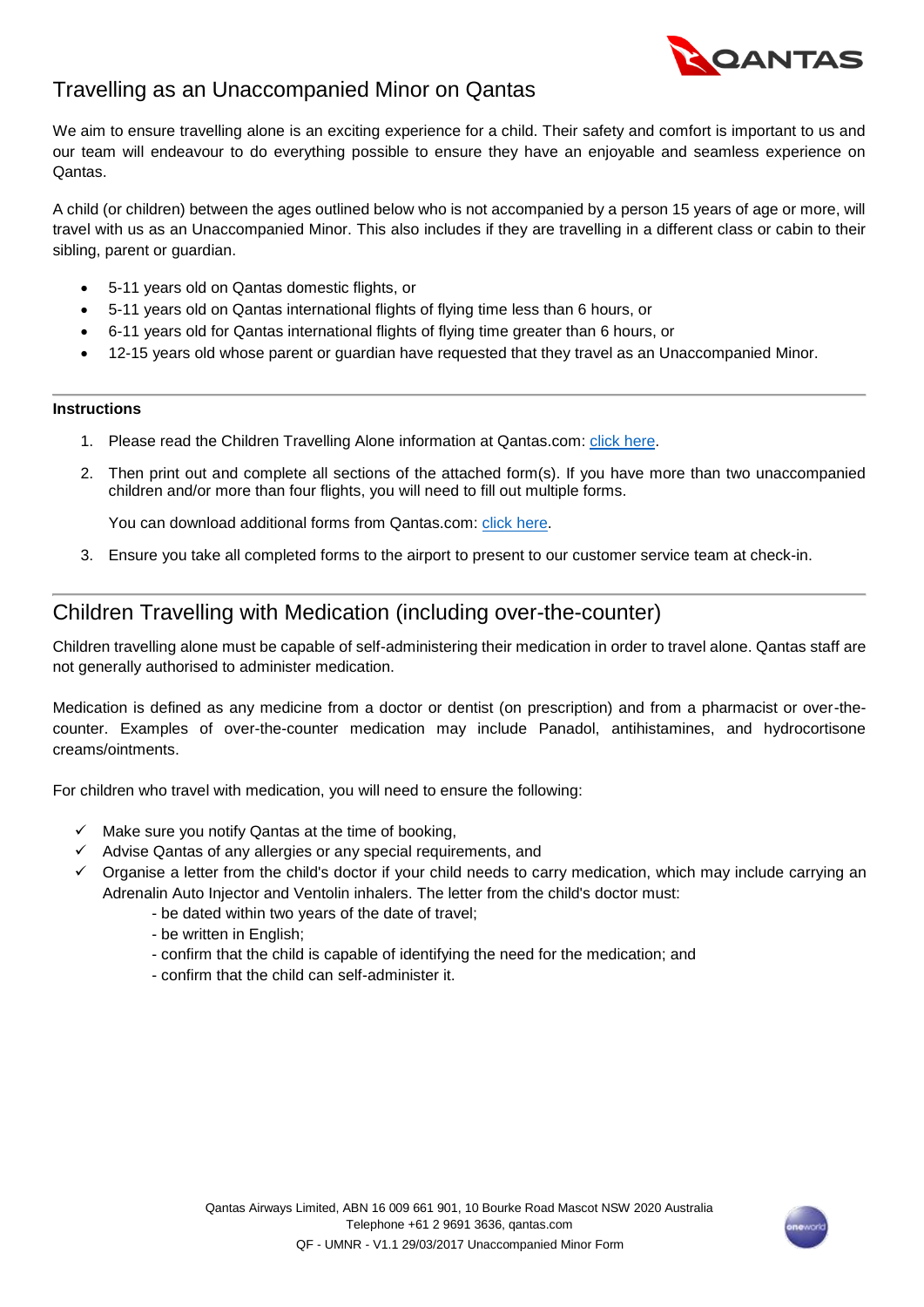# Travelling as an Unaccompanied Minor on Qantas

We aim to ensure travelling alone is an exciting experience for a child. Their safety and comfort is important to us and our team will endeavour to do everything possible to ensure they have an enjoyable and seamless experience on Qantas.

A child (or children) between the ages outlined below who is not accompanied by a person 15 years of age or more, will travel with us as an Unaccompanied Minor. This also includes if they are travelling in a different class or cabin to their sibling, parent or guardian.

- 5-11 years old on Qantas domestic flights, or
- 5-11 years old on Qantas international flights of flying time less than 6 hours, or
- 6-11 years old for Qantas international flights of flying time greater than 6 hours, or
- 12-15 years old whose parent or guardian have requested that they travel as an Unaccompanied Minor.

**Instructions**

1. Please read the Children Travelling Alone information at Qantas.com: click here.
2. Then print out and complete all sections of the attached form(s). If you have more than two unaccompanied children and/or more than four flights, you will need to fill out multiple forms.

   You can download additional forms from Qantas.com: click here.
3. Ensure you take all completed forms to the airport to present to our customer service team at check-in.

# Children Travelling with Medication (including over-the-counter)

Children travelling alone must be capable of self-administering their medication in order to travel alone. Qantas staff are not generally authorised to administer medication.

Medication is defined as any medicine from a doctor or dentist (on prescription) and from a pharmacist or over-the-counter. Examples of over-the-counter medication may include Panadol, antihistamines, and hydrocortisone creams/ointments.

For children who travel with medication, you will need to ensure the following:

- ✓ Make sure you notify Qantas at the time of booking,
- ✓ Advise Qantas of any allergies or any special requirements, and
- ✓ Organise a letter from the child's doctor if your child needs to carry medication, which may include carrying an Adrenalin Auto Injector and Ventolin inhalers. The letter from the child's doctor must:
  - be dated within two years of the date of travel;
  - be written in English;
  - confirm that the child is capable of identifying the need for the medication; and
  - confirm that the child can self-administer it.

Qantas Airways Limited, ABN 16 009 661 901, 10 Bourke Road Mascot NSW 2020 Australia
Telephone +61 2 9691 3636, qantas.com
QF - UMNR - V1.1 29/03/2017 Unaccompanied Minor Form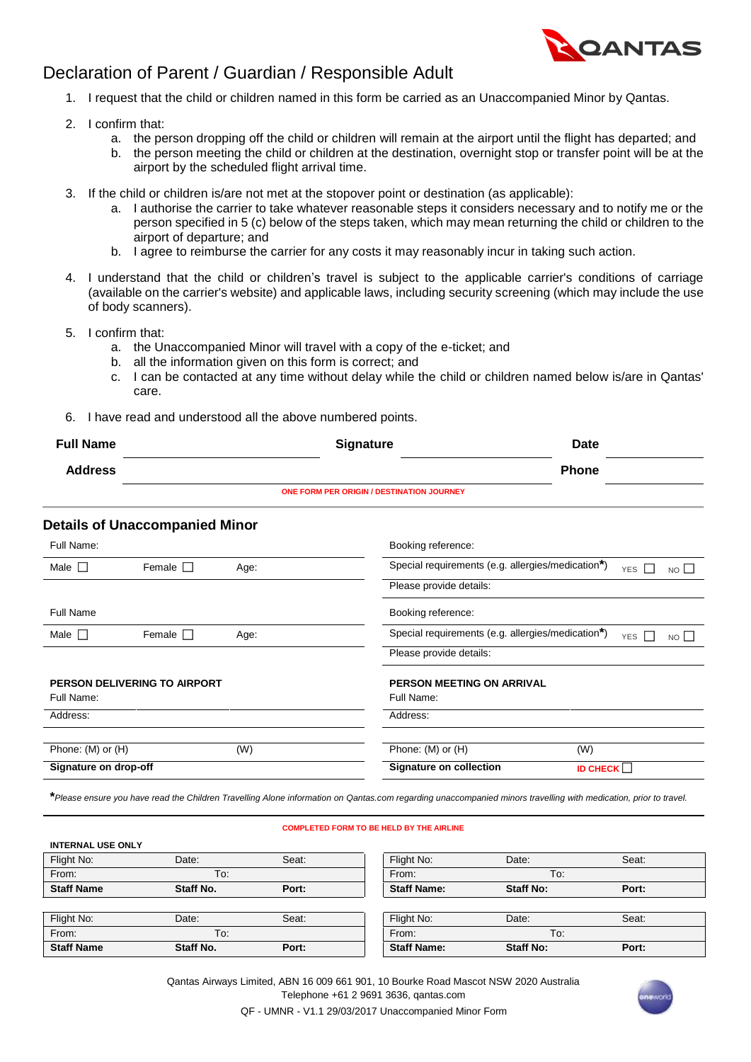# Declaration of Parent / Guardian / Responsible Adult

1. I request that the child or children named in this form be carried as an Unaccompanied Minor by Qantas.
2. I confirm that:
   a. the person dropping off the child or children will remain at the airport until the flight has departed; and
   b. the person meeting the child or children at the destination, overnight stop or transfer point will be at the airport by the scheduled flight arrival time.
3. If the child or children is/are not met at the stopover point or destination (as applicable):
   a. I authorise the carrier to take whatever reasonable steps it considers necessary and to notify me or the person specified in 5 (c) below of the steps taken, which may mean returning the child or children to the airport of departure; and
   b. I agree to reimburse the carrier for any costs it may reasonably incur in taking such action.
4. I understand that the child or children's travel is subject to the applicable carrier's conditions of carriage (available on the carrier's website) and applicable laws, including security screening (which may include the use of body scanners).
5. I confirm that:
   a. the Unaccompanied Minor will travel with a copy of the e-ticket; and
   b. all the information given on this form is correct; and
   c. I can be contacted at any time without delay while the child or children named below is/are in Qantas' care.
6. I have read and understood all the above numbered points.

| | | | | | |
|---|---|---|---|---|---|
| **Full Name** | | **Signature** | | **Date** | |
| **Address** | | | | **Phone** | |

ONE FORM PER ORIGIN / DESTINATION JOURNEY

## Details of Unaccompanied Minor

| | | | | | |
|---|---|---|---|---|---|
| Full Name: | | | Booking reference: | | |
| Male ☐ | Female ☐ | Age: | Special requirements (e.g. allergies/medication*) | YES ☐ | NO ☐ |
| | | | Please provide details: | | |
| Full Name | | | Booking reference: | | |
| Male ☐ | Female ☐ | Age: | Special requirements (e.g. allergies/medication*) | YES ☐ | NO ☐ |
| | | | Please provide details: | | |

| | | | |
|---|---|---|---|
| **PERSON DELIVERING TO AIRPORT** | | **PERSON MEETING ON ARRIVAL** | |
| Full Name: | | Full Name: | |
| Address: | | Address: | |
| Phone: (M) or (H) | (W) | Phone: (M) or (H) | (W) |
| **Signature on drop-off** | | **Signature on collection** | ID CHECK ☐ |

**\***_Please ensure you have read the Children Travelling Alone information on Qantas.com regarding unaccompanied minors travelling with medication, prior to travel._

COMPLETED FORM TO BE HELD BY THE AIRLINE

**INTERNAL USE ONLY**

| | | | | | |
|---|---|---|---|---|---|
| Flight No: | Date: | Seat: | Flight No: | Date: | Seat: |
| From: | To: | | From: | To: | |
| **Staff Name** | **Staff No.** | **Port:** | **Staff Name:** | **Staff No:** | **Port:** |
| Flight No: | Date: | Seat: | Flight No: | Date: | Seat: |
| From: | To: | | From: | To: | |
| **Staff Name** | **Staff No.** | **Port:** | **Staff Name:** | **Staff No:** | **Port:** |

Qantas Airways Limited, ABN 16 009 661 901, 10 Bourke Road Mascot NSW 2020 Australia
Telephone +61 2 9691 3636, qantas.com

QF - UMNR - V1.1 29/03/2017 Unaccompanied Minor Form